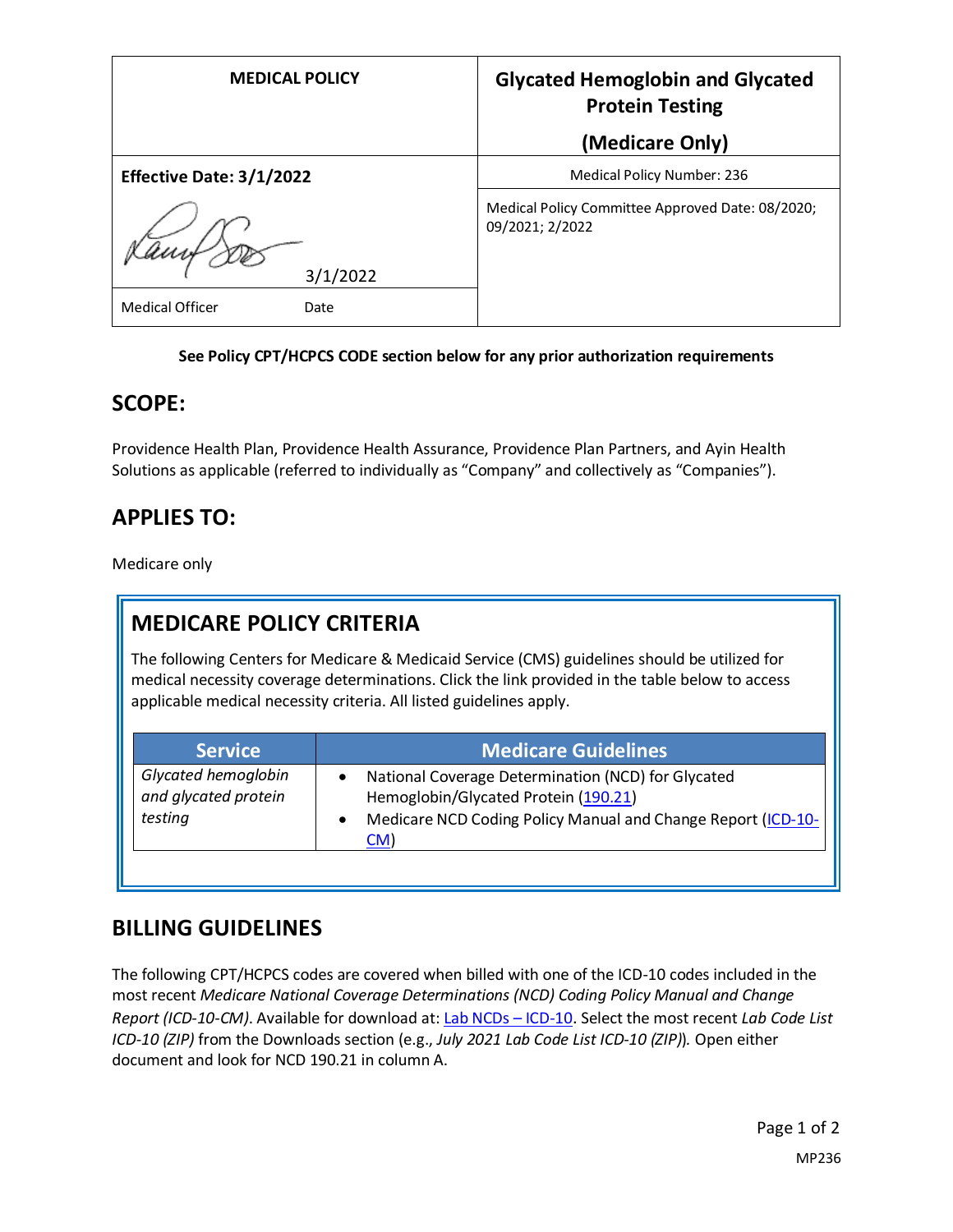| MEDICAL POLICY | Glycated Hemoglobin and Glycated Protein Testing (Medicare Only) |
|---|---|
| **Effective Date: 3/1/2022** | Medical Policy Number: 236 |
| 3/1/2022 | Medical Policy Committee Approved Date: 08/2020; 09/2021; 2/2022 |
| Medical Officer Date | |

**See Policy CPT/HCPCS CODE section below for any prior authorization requirements**

## SCOPE:

Providence Health Plan, Providence Health Assurance, Providence Plan Partners, and Ayin Health Solutions as applicable (referred to individually as "Company" and collectively as "Companies").

## APPLIES TO:

Medicare only

## MEDICARE POLICY CRITERIA

The following Centers for Medicare & Medicaid Service (CMS) guidelines should be utilized for medical necessity coverage determinations. Click the link provided in the table below to access applicable medical necessity criteria. All listed guidelines apply.

| Service | Medicare Guidelines |
|---|---|
| *Glycated hemoglobin and glycated protein testing* | • National Coverage Determination (NCD) for Glycated Hemoglobin/Glycated Protein (190.21)<br>• Medicare NCD Coding Policy Manual and Change Report (ICD-10-CM) |

## BILLING GUIDELINES

The following CPT/HCPCS codes are covered when billed with one of the ICD-10 codes included in the most recent *Medicare National Coverage Determinations (NCD) Coding Policy Manual and Change Report (ICD-10-CM)*. Available for download at: Lab NCDs – ICD-10. Select the most recent *Lab Code List ICD-10 (ZIP)* from the Downloads section (e.g., *July 2021 Lab Code List ICD-10 (ZIP)*). Open either document and look for NCD 190.21 in column A.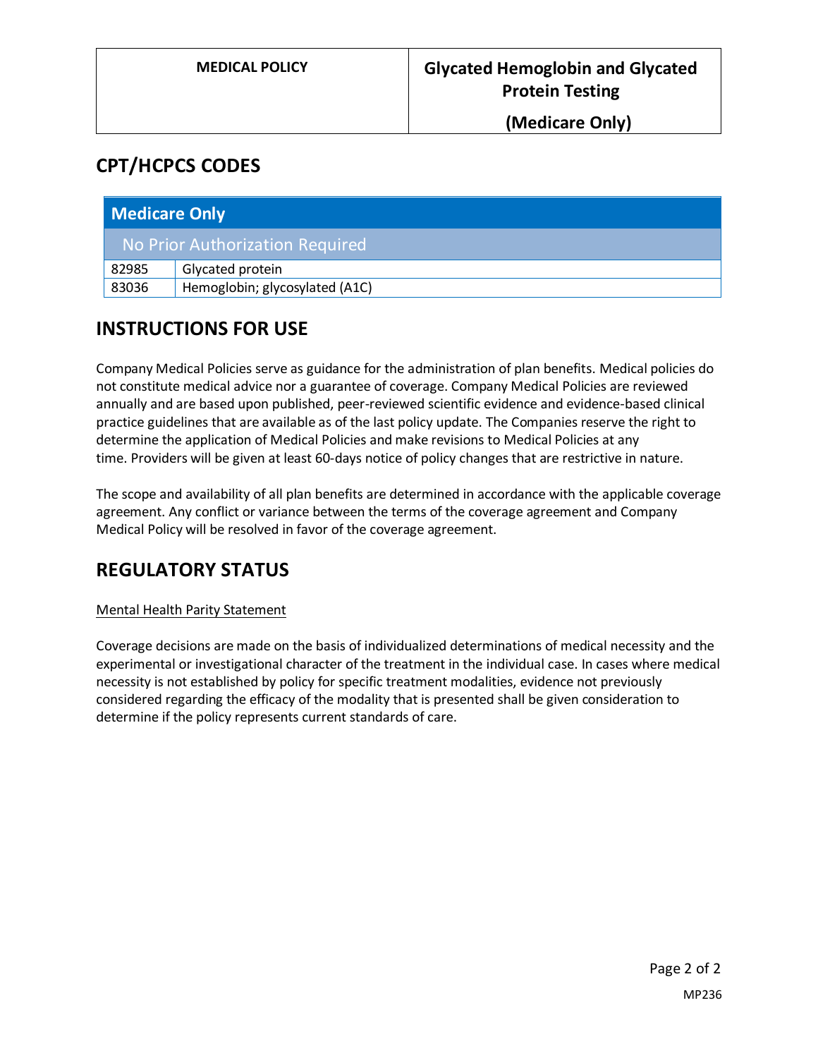## CPT/HCPCS CODES

| Medicare Only | |
|---|---|
| No Prior Authorization Required | |
| 82985 | Glycated protein |
| 83036 | Hemoglobin; glycosylated (A1C) |

## INSTRUCTIONS FOR USE

Company Medical Policies serve as guidance for the administration of plan benefits. Medical policies do not constitute medical advice nor a guarantee of coverage. Company Medical Policies are reviewed annually and are based upon published, peer-reviewed scientific evidence and evidence-based clinical practice guidelines that are available as of the last policy update. The Companies reserve the right to determine the application of Medical Policies and make revisions to Medical Policies at any time. Providers will be given at least 60-days notice of policy changes that are restrictive in nature.

The scope and availability of all plan benefits are determined in accordance with the applicable coverage agreement. Any conflict or variance between the terms of the coverage agreement and Company Medical Policy will be resolved in favor of the coverage agreement.

## REGULATORY STATUS

Mental Health Parity Statement

Coverage decisions are made on the basis of individualized determinations of medical necessity and the experimental or investigational character of the treatment in the individual case. In cases where medical necessity is not established by policy for specific treatment modalities, evidence not previously considered regarding the efficacy of the modality that is presented shall be given consideration to determine if the policy represents current standards of care.